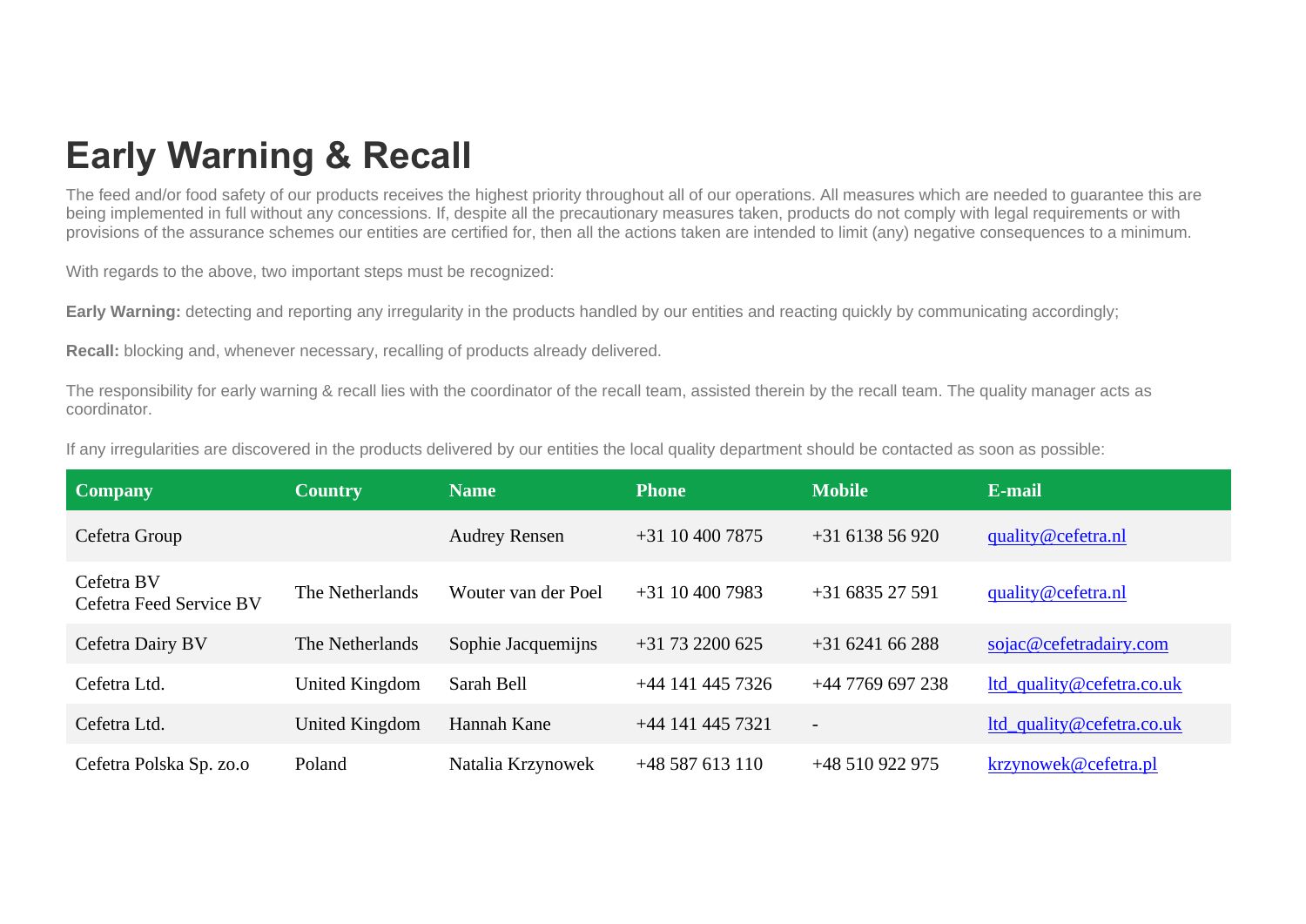# Early Warning & Recall

The feed and/or food safety of our products receives the highest priority throughout all of our operations. All measures which are needed to guarantee this are being implemented in full without any concessions. If, despite all the precautionary measures taken, products do not comply with legal requirements or with provisions of the assurance schemes our entities are certified for, then all the actions taken are intended to limit (any) negative consequences to a minimum.

With regards to the above, two important steps must be recognized:

**Early Warning:** detecting and reporting any irregularity in the products handled by our entities and reacting quickly by communicating accordingly;

**Recall:** blocking and, whenever necessary, recalling of products already delivered.

The responsibility for early warning & recall lies with the coordinator of the recall team, assisted therein by the recall team. The quality manager acts as coordinator.

If any irregularities are discovered in the products delivered by our entities the local quality department should be contacted as soon as possible:

| Company | Country | Name | Phone | Mobile | E-mail |
|---|---|---|---|---|---|
| Cefetra Group | | Audrey Rensen | +31 10 400 7875 | +31 6138 56 920 | quality@cefetra.nl |
| Cefetra BV<br>Cefetra Feed Service BV | The Netherlands | Wouter van der Poel | +31 10 400 7983 | +31 6835 27 591 | quality@cefetra.nl |
| Cefetra Dairy BV | The Netherlands | Sophie Jacquemijns | +31 73 2200 625 | +31 6241 66 288 | sojac@cefetradairy.com |
| Cefetra Ltd. | United Kingdom | Sarah Bell | +44 141 445 7326 | +44 7769 697 238 | ltd_quality@cefetra.co.uk |
| Cefetra Ltd. | United Kingdom | Hannah Kane | +44 141 445 7321 | - | ltd_quality@cefetra.co.uk |
| Cefetra Polska Sp. zo.o | Poland | Natalia Krzynowek | +48 587 613 110 | +48 510 922 975 | krzynowek@cefetra.pl |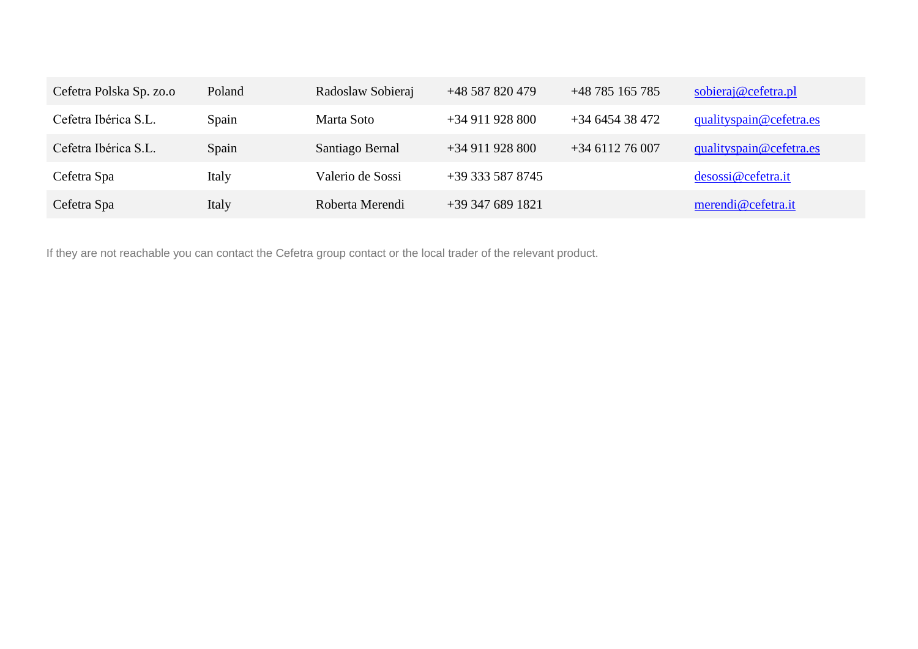| | | | | | |
|---|---|---|---|---|---|
| Cefetra Polska Sp. zo.o | Poland | Radoslaw Sobieraj | +48 587 820 479 | +48 785 165 785 | sobieraj@cefetra.pl |
| Cefetra Ibérica S.L. | Spain | Marta Soto | +34 911 928 800 | +34 6454 38 472 | qualityspain@cefetra.es |
| Cefetra Ibérica S.L. | Spain | Santiago Bernal | +34 911 928 800 | +34 6112 76 007 | qualityspain@cefetra.es |
| Cefetra Spa | Italy | Valerio de Sossi | +39 333 587 8745 | | desossi@cefetra.it |
| Cefetra Spa | Italy | Roberta Merendi | +39 347 689 1821 | | merendi@cefetra.it |

If they are not reachable you can contact the Cefetra group contact or the local trader of the relevant product.